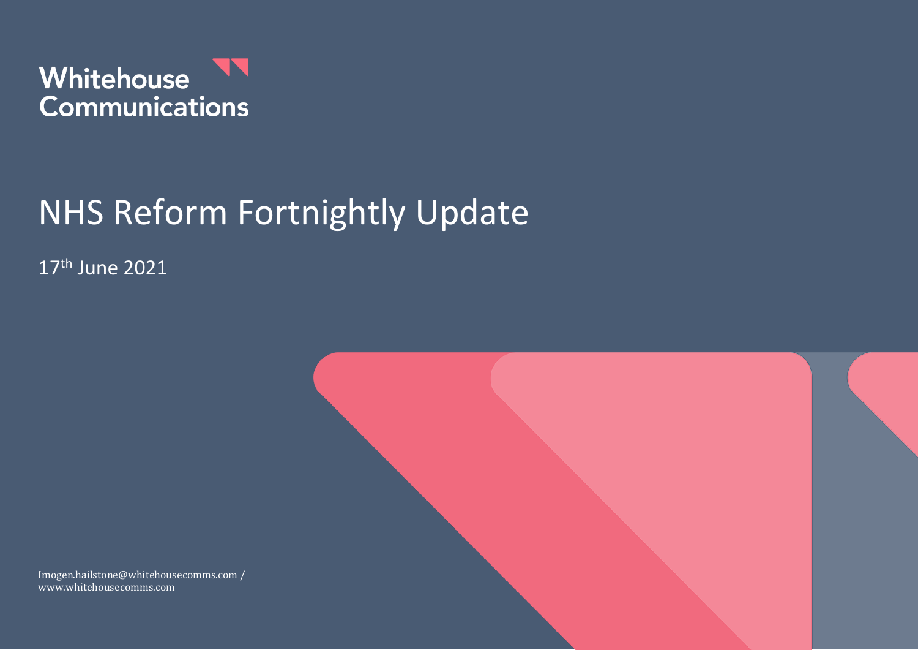Whitehouse Communications

# NHS Reform Fortnightly Update

17th June 2021

Imogen.hailstone@whitehousecomms.com / www.whitehousecomms.com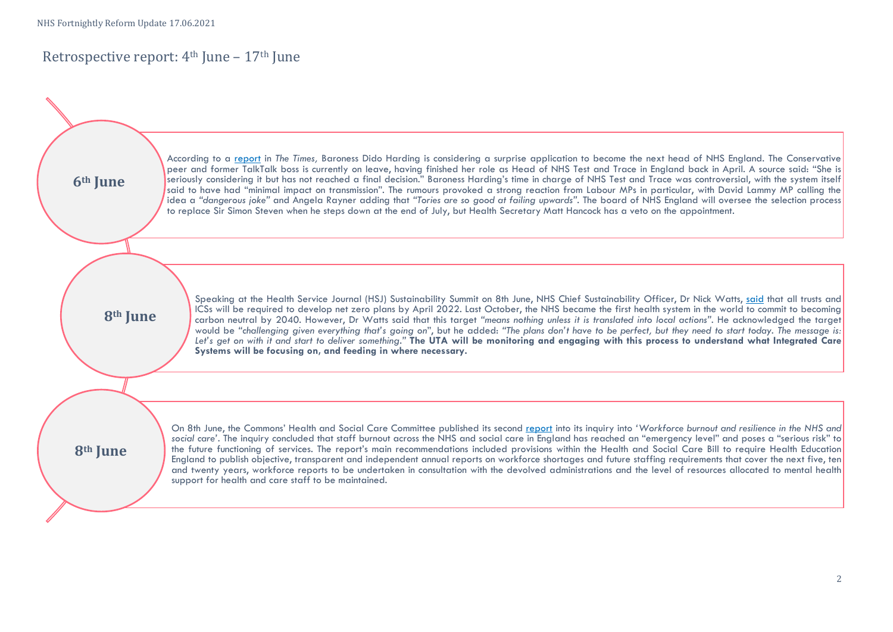## Retrospective report: 4th June – 17th June

### 6th June

According to a report in *The Times,* Baroness Dido Harding is considering a surprise application to become the next head of NHS England. The Conservative peer and former TalkTalk boss is currently on leave, having finished her role as Head of NHS Test and Trace in England back in April. A source said: "She is seriously considering it but has not reached a final decision." Baroness Harding's time in charge of NHS Test and Trace was controversial, with the system itself said to have had "minimal impact on transmission". The rumours provoked a strong reaction from Labour MPs in particular, with David Lammy MP calling the idea a *"dangerous joke"* and Angela Rayner adding that *"Tories are so good at failing upwards"*. The board of NHS England will oversee the selection process to replace Sir Simon Steven when he steps down at the end of July, but Health Secretary Matt Hancock has a veto on the appointment.

### 8th June

Speaking at the Health Service Journal (HSJ) Sustainability Summit on 8th June, NHS Chief Sustainability Officer, Dr Nick Watts, said that all trusts and ICSs will be required to develop net zero plans by April 2022. Last October, the NHS became the first health system in the world to commit to becoming carbon neutral by 2040. However, Dr Watts said that this target *"means nothing unless it is translated into local actions"*. He acknowledged the target would be *"challenging given everything that's going on"*, but he added: *"The plans don't have to be perfect, but they need to start today. The message is: Let's get on with it and start to deliver something."* **The UTA will be monitoring and engaging with this process to understand what Integrated Care Systems will be focusing on, and feeding in where necessary.**

### 8th June

On 8th June, the Commons' Health and Social Care Committee published its second report into its inquiry into '*Workforce burnout and resilience in the NHS and social care*'. The inquiry concluded that staff burnout across the NHS and social care in England has reached an "emergency level" and poses a "serious risk" to the future functioning of services. The report's main recommendations included provisions within the Health and Social Care Bill to require Health Education England to publish objective, transparent and independent annual reports on workforce shortages and future staffing requirements that cover the next five, ten and twenty years, workforce reports to be undertaken in consultation with the devolved administrations and the level of resources allocated to mental health support for health and care staff to be maintained.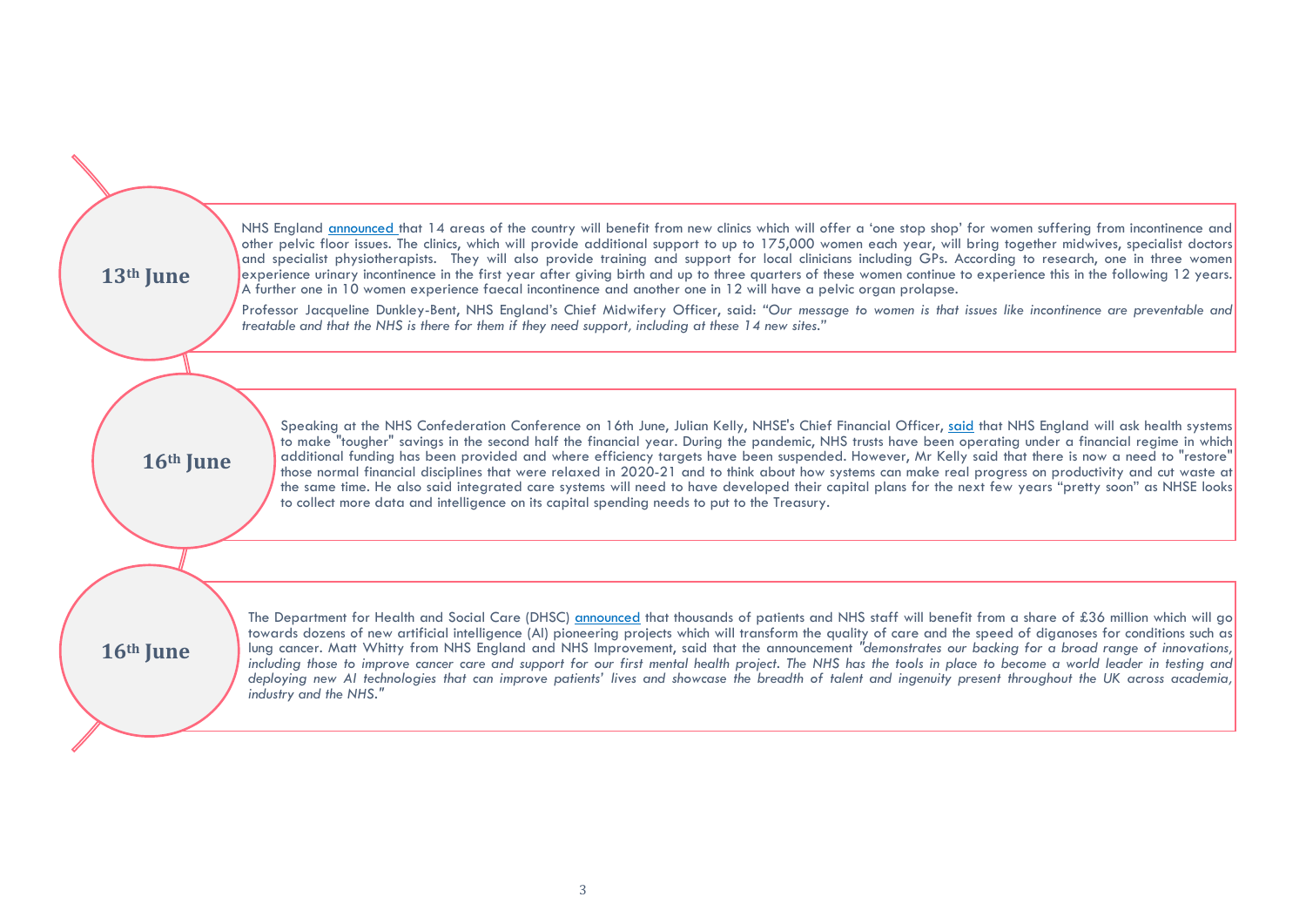**13th June**

NHS England announced that 14 areas of the country will benefit from new clinics which will offer a 'one stop shop' for women suffering from incontinence and other pelvic floor issues. The clinics, which will provide additional support to up to 175,000 women each year, will bring together midwives, specialist doctors and specialist physiotherapists. They will also provide training and support for local clinicians including GPs. According to research, one in three women experience urinary incontinence in the first year after giving birth and up to three quarters of these women continue to experience this in the following 12 years. A further one in 10 women experience faecal incontinence and another one in 12 will have a pelvic organ prolapse.

Professor Jacqueline Dunkley-Bent, NHS England's Chief Midwifery Officer, said: *"Our message to women is that issues like incontinence are preventable and treatable and that the NHS is there for them if they need support, including at these 14 new sites."*

**16th June**

Speaking at the NHS Confederation Conference on 16th June, Julian Kelly, NHSE's Chief Financial Officer, said that NHS England will ask health systems to make "tougher" savings in the second half the financial year. During the pandemic, NHS trusts have been operating under a financial regime in which additional funding has been provided and where efficiency targets have been suspended. However, Mr Kelly said that there is now a need to "restore" those normal financial disciplines that were relaxed in 2020-21 and to think about how systems can make real progress on productivity and cut waste at the same time. He also said integrated care systems will need to have developed their capital plans for the next few years "pretty soon" as NHSE looks to collect more data and intelligence on its capital spending needs to put to the Treasury.

**16th June**

The Department for Health and Social Care (DHSC) announced that thousands of patients and NHS staff will benefit from a share of £36 million which will go towards dozens of new artificial intelligence (AI) pioneering projects which will transform the quality of care and the speed of diganoses for conditions such as lung cancer. Matt Whitty from NHS England and NHS Improvement, said that the announcement *"demonstrates our backing for a broad range of innovations, including those to improve cancer care and support for our first mental health project. The NHS has the tools in place to become a world leader in testing and deploying new AI technologies that can improve patients' lives and showcase the breadth of talent and ingenuity present throughout the UK across academia, industry and the NHS."*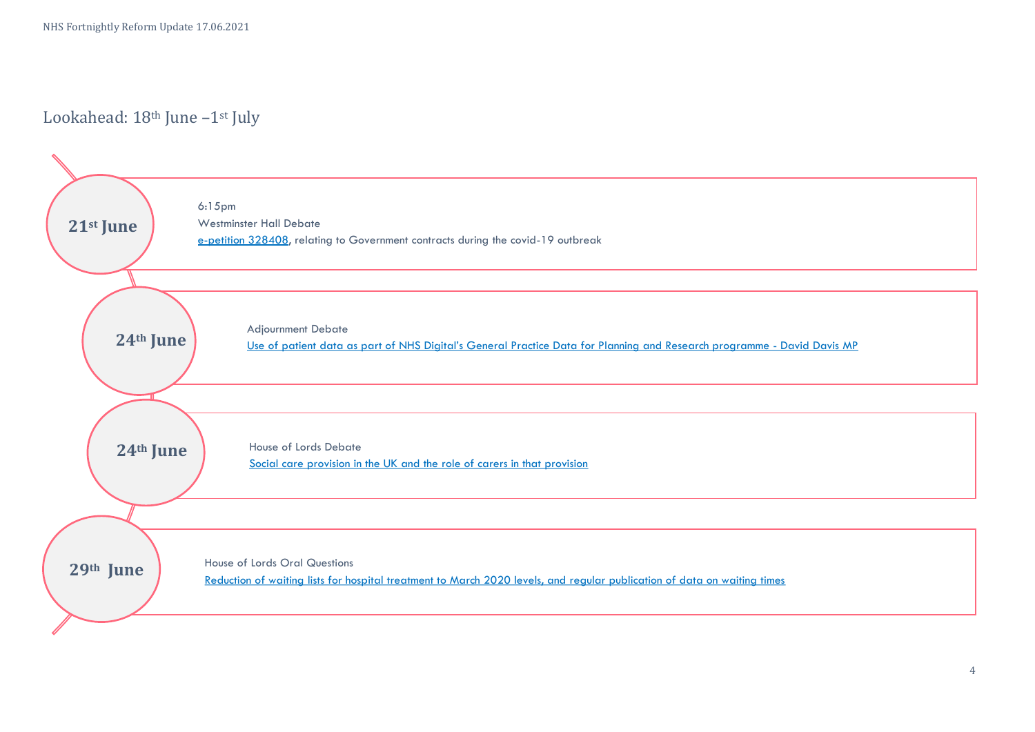## Lookahead: 18th June –1st July

**21st June**

6:15pm
Westminster Hall Debate
e-petition 328408, relating to Government contracts during the covid-19 outbreak

**24th June**

Adjournment Debate
Use of patient data as part of NHS Digital's General Practice Data for Planning and Research programme - David Davis MP

**24th June**

House of Lords Debate
Social care provision in the UK and the role of carers in that provision

**29th June**

House of Lords Oral Questions
Reduction of waiting lists for hospital treatment to March 2020 levels, and regular publication of data on waiting times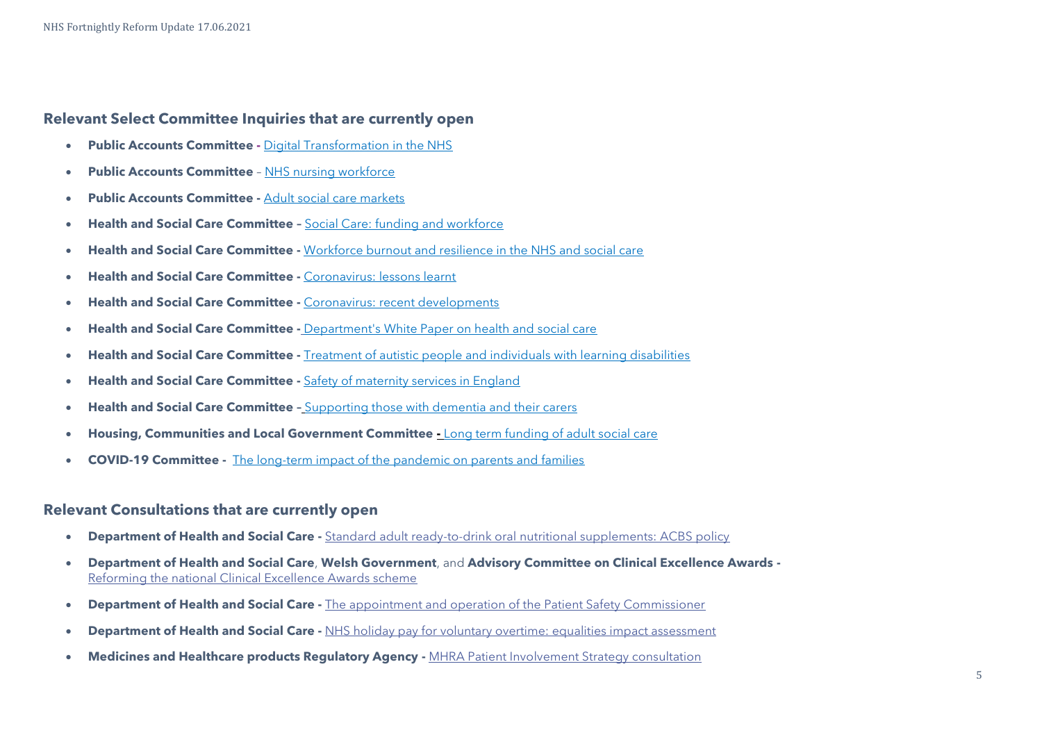## Relevant Select Committee Inquiries that are currently open

- **Public Accounts Committee -** Digital Transformation in the NHS
- **Public Accounts Committee** – NHS nursing workforce
- **Public Accounts Committee -** Adult social care markets
- **Health and Social Care Committee –** Social Care: funding and workforce
- **Health and Social Care Committee -** Workforce burnout and resilience in the NHS and social care
- **Health and Social Care Committee -** Coronavirus: lessons learnt
- **Health and Social Care Committee -** Coronavirus: recent developments
- **Health and Social Care Committee -** Department's White Paper on health and social care
- **Health and Social Care Committee -** Treatment of autistic people and individuals with learning disabilities
- **Health and Social Care Committee -** Safety of maternity services in England
- **Health and Social Care Committee –** Supporting those with dementia and their carers
- **Housing, Communities and Local Government Committee -** Long term funding of adult social care
- **COVID-19 Committee -** The long-term impact of the pandemic on parents and families

## Relevant Consultations that are currently open

- **Department of Health and Social Care -** Standard adult ready-to-drink oral nutritional supplements: ACBS policy
- **Department of Health and Social Care**, **Welsh Government**, and **Advisory Committee on Clinical Excellence Awards -** Reforming the national Clinical Excellence Awards scheme
- **Department of Health and Social Care -** The appointment and operation of the Patient Safety Commissioner
- **Department of Health and Social Care -** NHS holiday pay for voluntary overtime: equalities impact assessment
- **Medicines and Healthcare products Regulatory Agency -** MHRA Patient Involvement Strategy consultation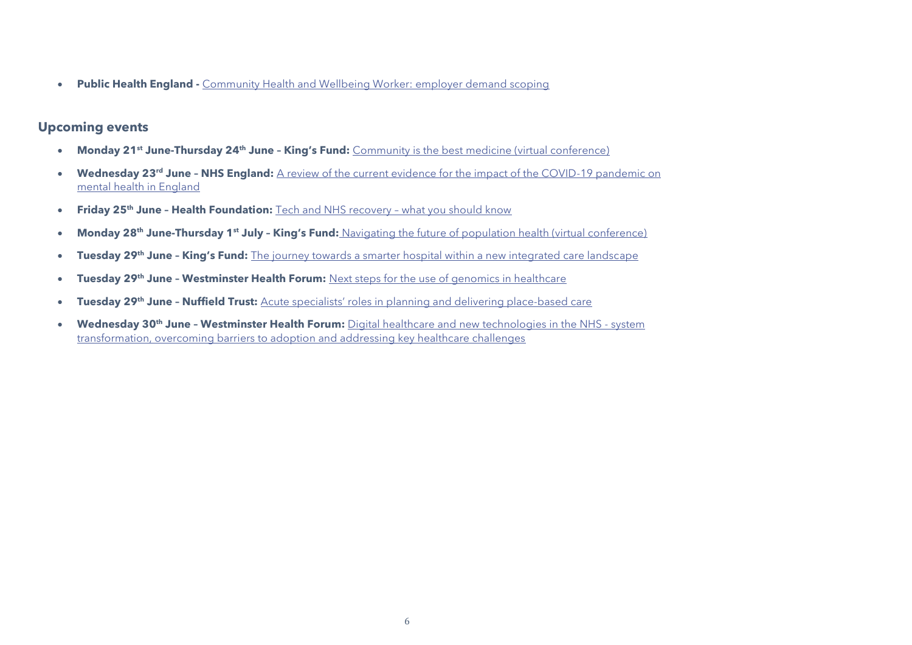- **Public Health England -** Community Health and Wellbeing Worker: employer demand scoping

## Upcoming events

- **Monday 21st June-Thursday 24th June – King's Fund:** Community is the best medicine (virtual conference)
- **Wednesday 23rd June – NHS England:** A review of the current evidence for the impact of the COVID-19 pandemic on mental health in England
- **Friday 25th June – Health Foundation:** Tech and NHS recovery – what you should know
- **Monday 28th June-Thursday 1st July – King's Fund:** Navigating the future of population health (virtual conference)
- **Tuesday 29th June – King's Fund:** The journey towards a smarter hospital within a new integrated care landscape
- **Tuesday 29th June – Westminster Health Forum:** Next steps for the use of genomics in healthcare
- **Tuesday 29th June – Nuffield Trust:** Acute specialists' roles in planning and delivering place-based care
- **Wednesday 30th June – Westminster Health Forum:** Digital healthcare and new technologies in the NHS - system transformation, overcoming barriers to adoption and addressing key healthcare challenges